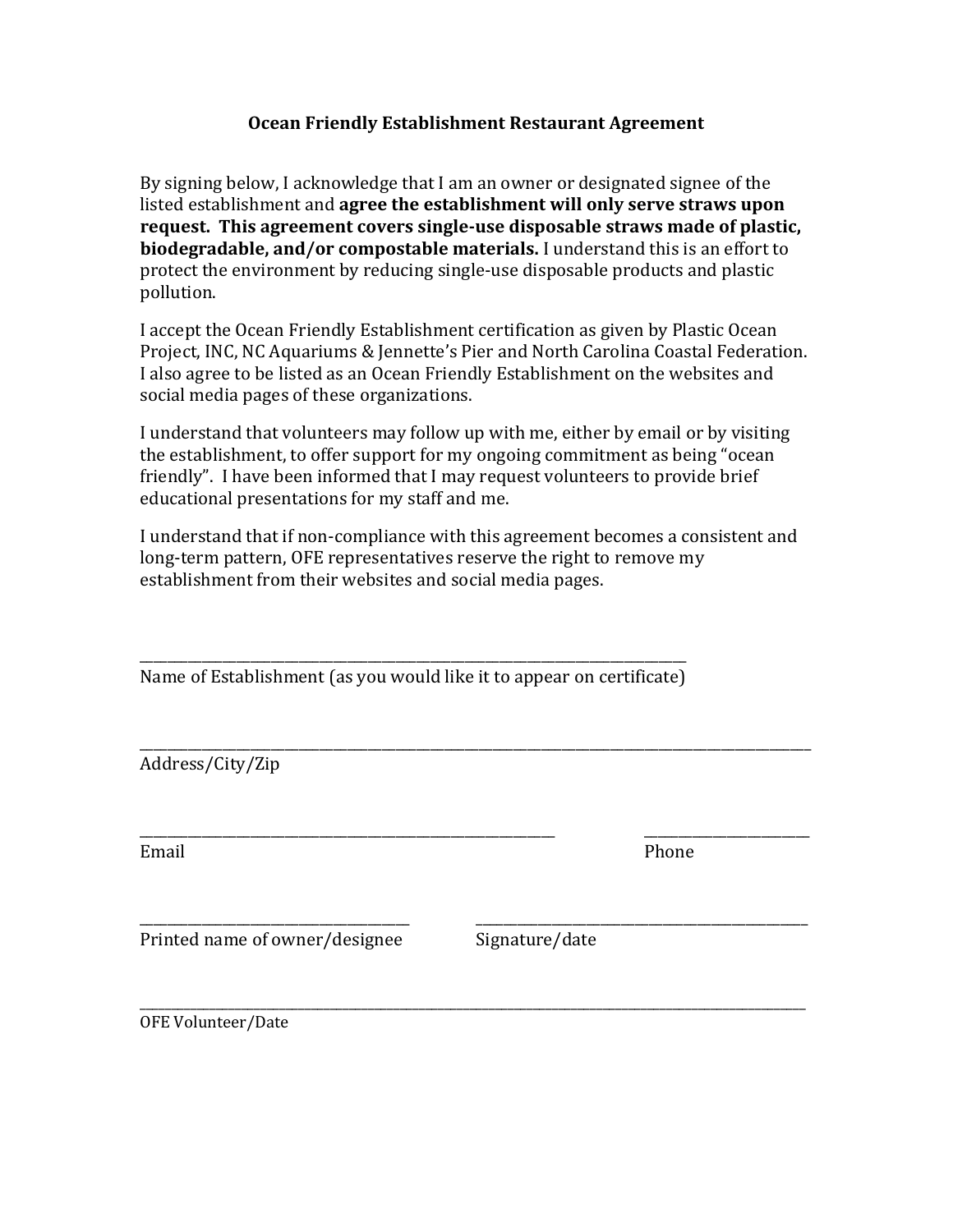# Ocean Friendly Establishment Restaurant Agreement

By signing below, I acknowledge that I am an owner or designated signee of the listed establishment and **agree the establishment will only serve straws upon request. This agreement covers single-use disposable straws made of plastic, biodegradable, and/or compostable materials.** I understand this is an effort to protect the environment by reducing single-use disposable products and plastic pollution.

I accept the Ocean Friendly Establishment certification as given by Plastic Ocean Project, INC, NC Aquariums & Jennette's Pier and North Carolina Coastal Federation. I also agree to be listed as an Ocean Friendly Establishment on the websites and social media pages of these organizations.

I understand that volunteers may follow up with me, either by email or by visiting the establishment, to offer support for my ongoing commitment as being "ocean friendly". I have been informed that I may request volunteers to provide brief educational presentations for my staff and me.

I understand that if non-compliance with this agreement becomes a consistent and long-term pattern, OFE representatives reserve the right to remove my establishment from their websites and social media pages.

\_\_\_\_\_\_\_\_\_\_\_\_\_\_\_\_\_\_\_\_\_\_\_\_\_\_\_\_\_\_\_\_\_\_\_\_\_\_\_\_\_\_\_\_\_\_\_\_\_\_\_\_
Name of Establishment (as you would like it to appear on certificate)

\_\_\_\_\_\_\_\_\_\_\_\_\_\_\_\_\_\_\_\_\_\_\_\_\_\_\_\_\_\_\_\_\_\_\_\_\_\_\_\_\_\_\_\_\_\_\_\_\_\_\_\_\_\_\_\_\_\_\_\_\_\_
Address/City/Zip

\_\_\_\_\_\_\_\_\_\_\_\_\_\_\_\_\_\_\_\_\_\_\_\_\_\_\_\_\_\_\_\_\_\_\_\_\_\_\_\_ \_\_\_\_\_\_\_\_\_\_\_\_\_\_\_\_\_\_
Email Phone

\_\_\_\_\_\_\_\_\_\_\_\_\_\_\_\_\_\_\_\_\_\_\_\_\_\_ \_\_\_\_\_\_\_\_\_\_\_\_\_\_\_\_\_\_\_\_\_\_\_\_\_\_\_\_\_\_\_\_
Printed name of owner/designee Signature/date

\_\_\_\_\_\_\_\_\_\_\_\_\_\_\_\_\_\_\_\_\_\_\_\_\_\_\_\_\_\_\_\_\_\_\_\_\_\_\_\_\_\_\_\_\_\_\_\_\_\_\_\_\_\_\_\_\_\_\_\_\_\_
OFE Volunteer/Date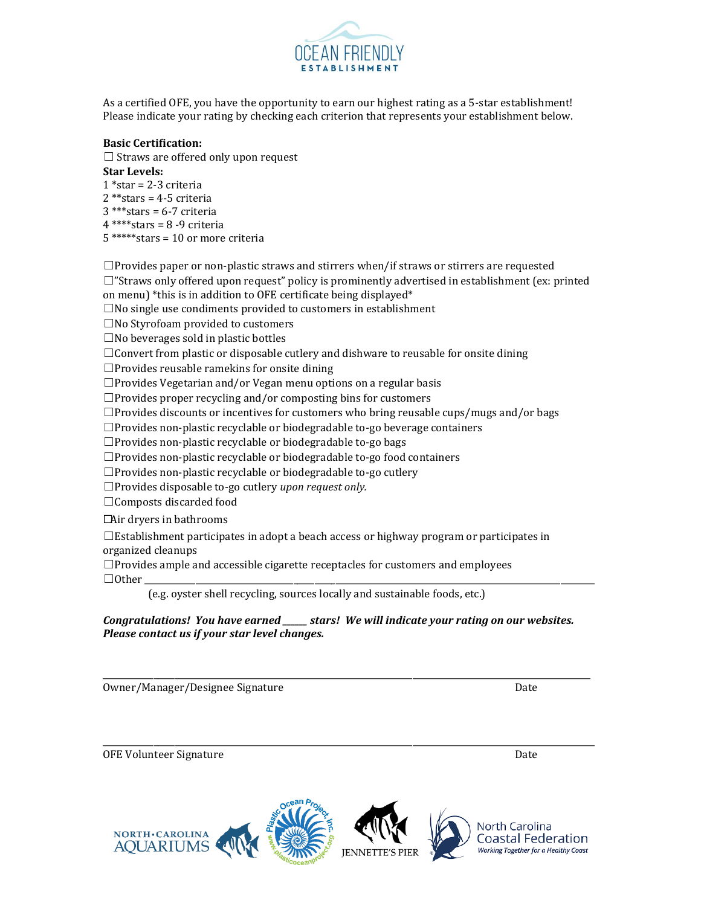OCEAN FRIENDLY ESTABLISHMENT

As a certified OFE, you have the opportunity to earn our highest rating as a 5-star establishment! Please indicate your rating by checking each criterion that represents your establishment below.

**Basic Certification:**

☐ Straws are offered only upon request

**Star Levels:**

1 *star = 2-3 criteria
2 **stars = 4-5 criteria
3 ***stars = 6-7 criteria
4 ****stars = 8 -9 criteria
5 *****stars = 10 or more criteria

☐Provides paper or non-plastic straws and stirrers when/if straws or stirrers are requested
☐"Straws only offered upon request" policy is prominently advertised in establishment (ex: printed on menu) *this is in addition to OFE certificate being displayed*
☐No single use condiments provided to customers in establishment
☐No Styrofoam provided to customers
☐No beverages sold in plastic bottles
☐Convert from plastic or disposable cutlery and dishware to reusable for onsite dining
☐Provides reusable ramekins for onsite dining
☐Provides Vegetarian and/or Vegan menu options on a regular basis
☐Provides proper recycling and/or composting bins for customers
☐Provides discounts or incentives for customers who bring reusable cups/mugs and/or bags
☐Provides non-plastic recyclable or biodegradable to-go beverage containers
☐Provides non-plastic recyclable or biodegradable to-go bags
☐Provides non-plastic recyclable or biodegradable to-go food containers
☐Provides non-plastic recyclable or biodegradable to-go cutlery
☐Provides disposable to-go cutlery *upon request only.*
☐Composts discarded food
☐Air dryers in bathrooms
☐Establishment participates in adopt a beach access or highway program or participates in organized cleanups
☐Provides ample and accessible cigarette receptacles for customers and employees
☐Other ______________________________________________________________________________
(e.g. oyster shell recycling, sources locally and sustainable foods, etc.)

***Congratulations! You have earned _____ stars! We will indicate your rating on our websites. Please contact us if your star level changes.***

______________________________________________________________________________

Owner/Manager/Designee Signature Date

______________________________________________________________________________

OFE Volunteer Signature Date

NORTH·CAROLINA AQUARIUMS Plastic Ocean Project, Inc. www.plasticoceanproject.org JENNETTE'S PIER North Carolina Coastal Federation *Working Together for a Healthy Coast*